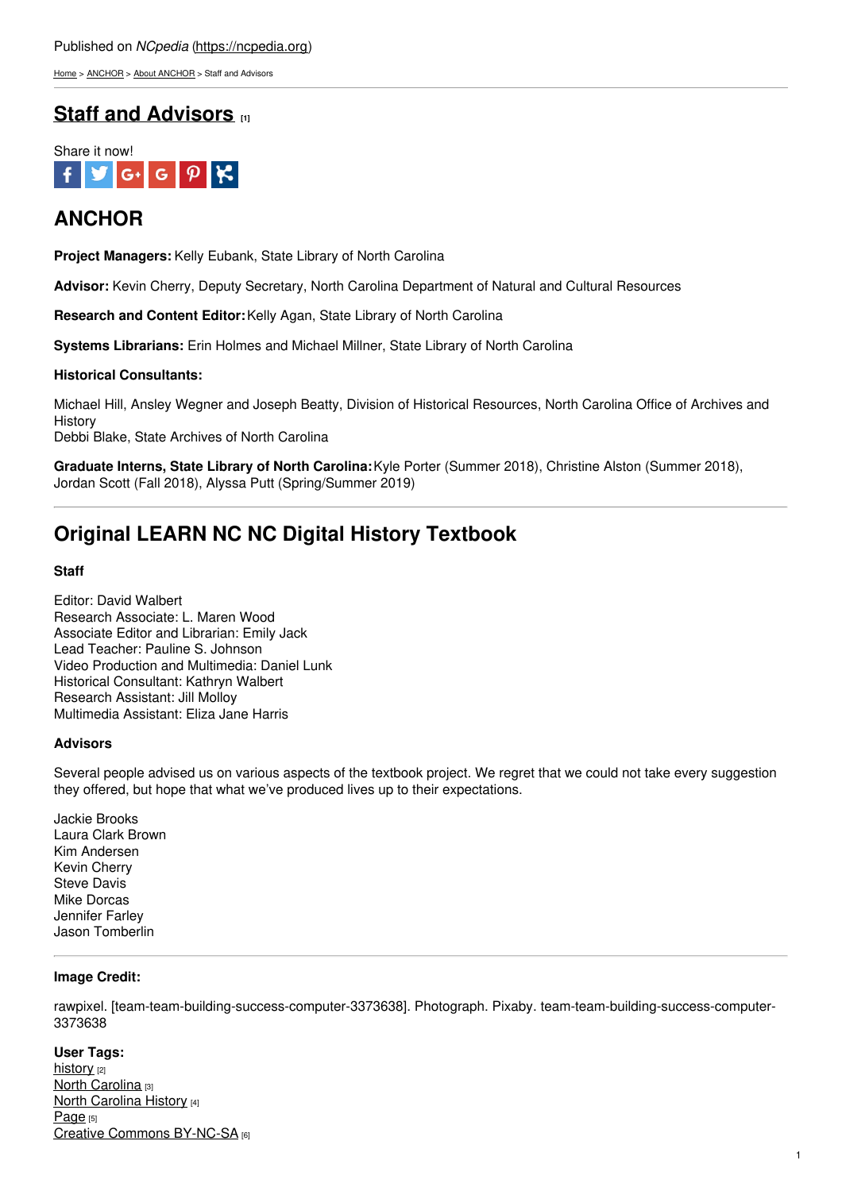Published on *NCpedia* (https://ncpedia.org)

Home > ANCHOR > About ANCHOR > Staff and Advisors

# Staff and Advisors [1]

Share it now!

## ANCHOR

**Project Managers:** Kelly Eubank, State Library of North Carolina

**Advisor:** Kevin Cherry, Deputy Secretary, North Carolina Department of Natural and Cultural Resources

**Research and Content Editor:** Kelly Agan, State Library of North Carolina

**Systems Librarians:** Erin Holmes and Michael Millner, State Library of North Carolina

**Historical Consultants:**

Michael Hill, Ansley Wegner and Joseph Beatty, Division of Historical Resources, North Carolina Office of Archives and History
Debbi Blake, State Archives of North Carolina

**Graduate Interns, State Library of North Carolina:** Kyle Porter (Summer 2018), Christine Alston (Summer 2018), Jordan Scott (Fall 2018), Alyssa Putt (Spring/Summer 2019)

---

## Original LEARN NC NC Digital History Textbook

**Staff**

Editor: David Walbert
Research Associate: L. Maren Wood
Associate Editor and Librarian: Emily Jack
Lead Teacher: Pauline S. Johnson
Video Production and Multimedia: Daniel Lunk
Historical Consultant: Kathryn Walbert
Research Assistant: Jill Molloy
Multimedia Assistant: Eliza Jane Harris

**Advisors**

Several people advised us on various aspects of the textbook project. We regret that we could not take every suggestion they offered, but hope that what we've produced lives up to their expectations.

Jackie Brooks
Laura Clark Brown
Kim Andersen
Kevin Cherry
Steve Davis
Mike Dorcas
Jennifer Farley
Jason Tomberlin

---

**Image Credit:**

rawpixel. [team-team-building-success-computer-3373638]. Photograph. Pixaby. team-team-building-success-computer-3373638

**User Tags:**
history [2]
North Carolina [3]
North Carolina History [4]
Page [5]
Creative Commons BY-NC-SA [6]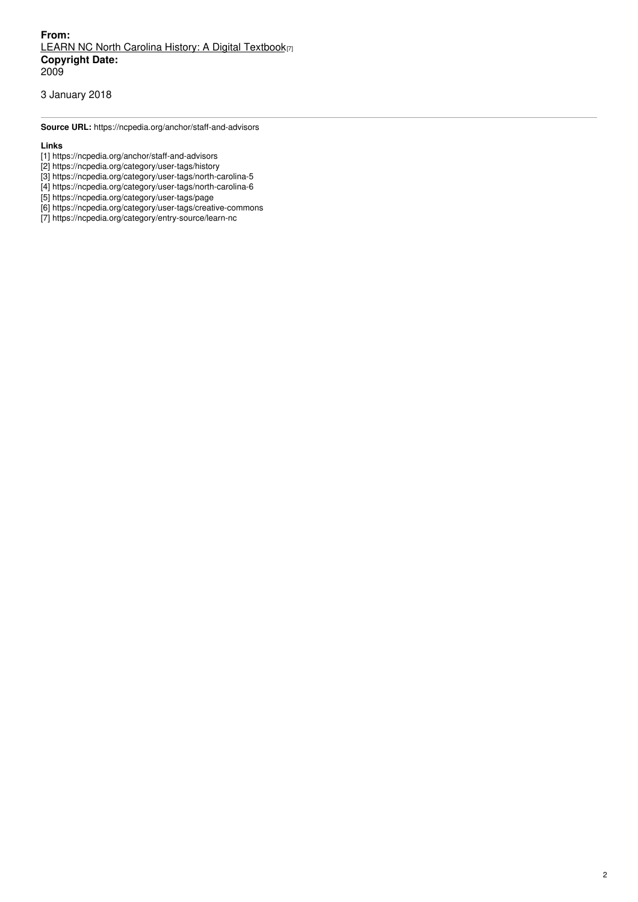**From:**
LEARN NC North Carolina History: A Digital Textbook[7]
**Copyright Date:**
2009

3 January 2018

---

**Source URL:** https://ncpedia.org/anchor/staff-and-advisors

**Links**
[1] https://ncpedia.org/anchor/staff-and-advisors
[2] https://ncpedia.org/category/user-tags/history
[3] https://ncpedia.org/category/user-tags/north-carolina-5
[4] https://ncpedia.org/category/user-tags/north-carolina-6
[5] https://ncpedia.org/category/user-tags/page
[6] https://ncpedia.org/category/user-tags/creative-commons
[7] https://ncpedia.org/category/entry-source/learn-nc